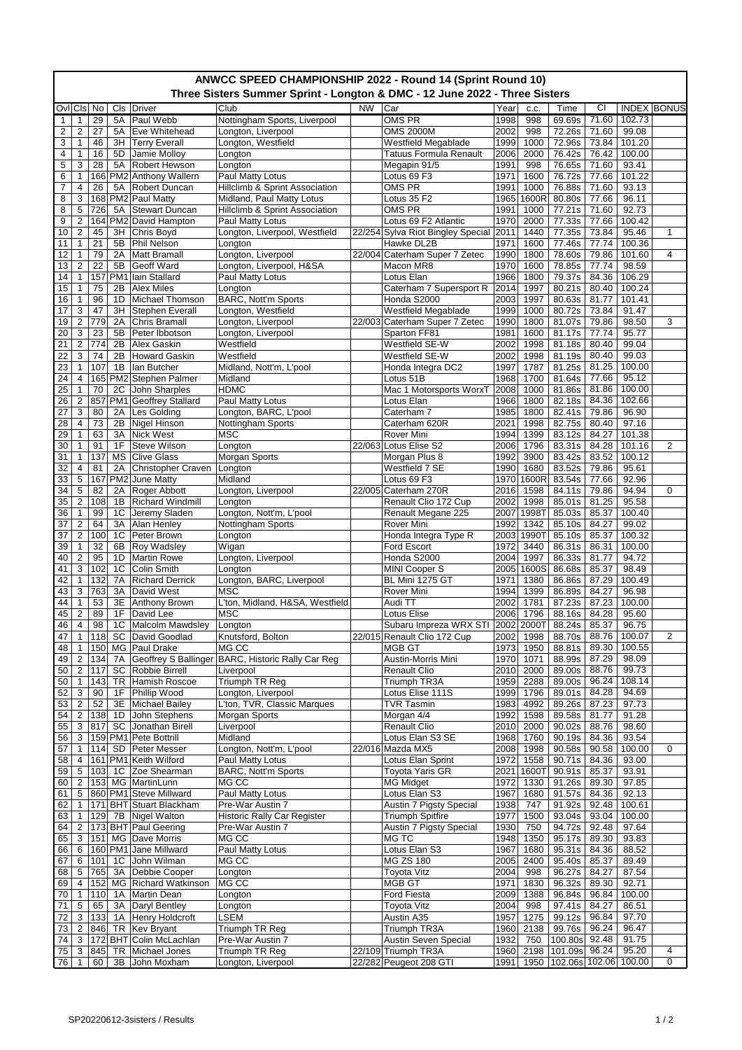# ANWCC SPEED CHAMPIONSHIP 2022 - Round 14 (Sprint Round 10)

## Three Sisters Summer Sprint - Longton & DMC - 12 June 2022 - Three Sisters

| Ovl | Cls | No | Cls | Driver | Club | NW | Car | Year | c.c. | Time | CI | INDEX | BONUS |
|---|---|---|---|---|---|---|---|---|---|---|---|---|---|
| 1 | 1 | 29 | 5A | Paul Webb | Nottingham Sports, Liverpool | | OMS PR | 1998 | 998 | 69.69s | 71.60 | 102.73 | |
| 2 | 2 | 27 | 5A | Eve Whitehead | Longton, Liverpool | | OMS 2000M | 2002 | 998 | 72.26s | 71.60 | 99.08 | |
| 3 | 1 | 46 | 3H | Terry Everall | Longton, Westfield | | Westfield Megablade | 1999 | 1000 | 72.96s | 73.84 | 101.20 | |
| 4 | 1 | 16 | 5D | Jamie Molloy | Longton | | Tatuus Formula Renault | 2006 | 2000 | 76.42s | 76.42 | 100.00 | |
| 5 | 3 | 28 | 5A | Robert Hewson | Longton | | Megapin 91/5 | 1991 | 998 | 76.65s | 71.60 | 93.41 | |
| 6 | 1 | 166 | PM2 | Anthony Wallern | Paul Matty Lotus | | Lotus 69 F3 | 1971 | 1600 | 76.72s | 77.66 | 101.22 | |
| 7 | 4 | 26 | 5A | Robert Duncan | Hillclimb & Sprint Association | | OMS PR | 1991 | 1000 | 76.88s | 71.60 | 93.13 | |
| 8 | 3 | 168 | PM2 | Paul Matty | Midland, Paul Matty Lotus | | Lotus 35 F2 | 1965 | 1600R | 80.80s | 77.66 | 96.11 | |
| 8 | 5 | 726 | 5A | Stewart Duncan | Hillclimb & Sprint Association | | OMS PR | 1991 | 1000 | 77.21s | 71.60 | 92.73 | |
| 9 | 2 | 164 | PM2 | David Hampton | Paul Matty Lotus | | Lotus 69 F2 Atlantic | 1970 | 2000 | 77.33s | 77.66 | 100.42 | |
| 10 | 2 | 45 | 3H | Chris Boyd | Longton, Liverpool, Westfield | 22/254 | Sylva Riot Bingley Special | 2011 | 1440 | 77.35s | 73.84 | 95.46 | 1 |
| 11 | 1 | 21 | 5B | Phil Nelson | Longton | | Hawke DL2B | 1971 | 1600 | 77.46s | 77.74 | 100.36 | |
| 12 | 1 | 79 | 2A | Matt Bramall | Longton, Liverpool | 22/004 | Caterham Super 7 Zetec | 1990 | 1800 | 78.60s | 79.86 | 101.60 | 4 |
| 13 | 2 | 22 | 5B | Geoff Ward | Longton, Liverpool, H&SA | | Macon MR8 | 1970 | 1600 | 78.85s | 77.74 | 98.59 | |
| 14 | 1 | 157 | PM1 | Iain Stallard | Paul Matty Lotus | | Lotus Elan | 1966 | 1800 | 79.37s | 84.36 | 106.29 | |
| 15 | 1 | 75 | 2B | Alex Miles | Longton | | Caterham 7 Supersport R | 2014 | 1997 | 80.21s | 80.40 | 100.24 | |
| 16 | 1 | 96 | 1D | Michael Thomson | BARC, Nott'm Sports | | Honda S2000 | 2003 | 1997 | 80.63s | 81.77 | 101.41 | |
| 17 | 3 | 47 | 3H | Stephen Everall | Longton, Westfield | | Westfield Megablade | 1999 | 1000 | 80.72s | 73.84 | 91.47 | |
| 19 | 2 | 779 | 2A | Chris Bramall | Longton, Liverpool | 22/003 | Caterham Super 7 Zetec | 1990 | 1800 | 81.07s | 79.86 | 98.50 | 3 |
| 20 | 3 | 23 | 5B | Peter Ibbotson | Longton, Liverpool | | Sparton FF81 | 1981 | 1600 | 81.17s | 77.74 | 95.77 | |
| 21 | 2 | 774 | 2B | Alex Gaskin | Westfield | | Westfield SE-W | 2002 | 1998 | 81.18s | 80.40 | 99.04 | |
| 22 | 3 | 74 | 2B | Howard Gaskin | Westfield | | Westfield SE-W | 2002 | 1998 | 81.19s | 80.40 | 99.03 | |
| 23 | 1 | 107 | 1B | Ian Butcher | Midland, Nott'm, L'pool | | Honda Integra DC2 | 1997 | 1787 | 81.25s | 81.25 | 100.00 | |
| 24 | 4 | 165 | PM2 | Stephen Palmer | Midland | | Lotus 51B | 1968 | 1700 | 81.64s | 77.66 | 95.12 | |
| 25 | 1 | 70 | 2C | John Sharples | HDMC | | Mac 1 Motorsports WorxT | 2008 | 1000 | 81.86s | 81.86 | 100.00 | |
| 26 | 2 | 857 | PM1 | Geoffrey Stallard | Paul Matty Lotus | | Lotus Elan | 1966 | 1800 | 82.18s | 84.36 | 102.66 | |
| 27 | 3 | 80 | 2A | Les Golding | Longton, BARC, L'pool | | Caterham 7 | 1985 | 1800 | 82.41s | 79.86 | 96.90 | |
| 28 | 4 | 73 | 2B | Nigel Hinson | Nottingham Sports | | Caterham 620R | 2021 | 1998 | 82.75s | 80.40 | 97.16 | |
| 29 | 1 | 63 | 3A | Nick West | MSC | | Rover Mini | 1994 | 1399 | 83.12s | 84.27 | 101.38 | |
| 30 | 1 | 91 | 1F | Steve Wilson | Longton | 22/063 | Lotus Elise S2 | 2006 | 1796 | 83.31s | 84.28 | 101.16 | 2 |
| 31 | 1 | 137 | MS | Clive Glass | Morgan Sports | | Morgan Plus 8 | 1992 | 3900 | 83.42s | 83.52 | 100.12 | |
| 32 | 4 | 81 | 2A | Christopher Craven | Longton | | Westfield 7 SE | 1990 | 1680 | 83.52s | 79.86 | 95.61 | |
| 33 | 5 | 167 | PM2 | June Matty | Midland | | Lotus 69 F3 | 1970 | 1600R | 83.54s | 77.66 | 92.96 | |
| 34 | 5 | 82 | 2A | Roger Abbott | Longton, Liverpool | 22/005 | Caterham 270R | 2016 | 1598 | 84.11s | 79.86 | 94.94 | 0 |
| 35 | 2 | 108 | 1B | Richard Windmill | Longton | | Renault Clio 172 Cup | 2002 | 1998 | 85.01s | 81.25 | 95.58 | |
| 36 | 1 | 99 | 1C | Jeremy Sladen | Longton, Nott'm, L'pool | | Renault Megane 225 | 2007 | 1998T | 85.03s | 85.37 | 100.40 | |
| 37 | 2 | 64 | 3A | Alan Henley | Nottingham Sports | | Rover Mini | 1992 | 1342 | 85.10s | 84.27 | 99.02 | |
| 37 | 2 | 100 | 1C | Peter Brown | Longton | | Honda Integra Type R | 2003 | 1990T | 85.10s | 85.37 | 100.32 | |
| 39 | 1 | 32 | 6B | Roy Wadsley | Wigan | | Ford Escort | 1972 | 3440 | 86.31s | 86.31 | 100.00 | |
| 40 | 2 | 95 | 1D | Martin Rowe | Longton, Liverpool | | Honda S2000 | 2004 | 1997 | 86.33s | 81.77 | 94.72 | |
| 41 | 3 | 102 | 1C | Colin Smith | Longton | | MINI Cooper S | 2005 | 1600S | 86.68s | 85.37 | 98.49 | |
| 42 | 1 | 132 | 7A | Richard Derrick | Longton, BARC, Liverpool | | BL Mini 1275 GT | 1971 | 1380 | 86.86s | 87.29 | 100.49 | |
| 43 | 3 | 763 | 3A | David West | MSC | | Rover Mini | 1994 | 1399 | 86.89s | 84.27 | 96.98 | |
| 44 | 1 | 53 | 3E | Anthony Brown | L'ton, Midland, H&SA, Westfield | | Audi TT | 2002 | 1781 | 87.23s | 87.23 | 100.00 | |
| 45 | 2 | 89 | 1F | David Lee | MSC | | Lotus Elise | 2006 | 1796 | 88.16s | 84.28 | 95.60 | |
| 46 | 4 | 98 | 1C | Malcolm Mawdsley | Longton | | Subaru Impreza WRX STI | 2002 | 2000T | 88.24s | 85.37 | 96.75 | |
| 47 | 1 | 118 | SC | David Goodlad | Knutsford, Bolton | 22/015 | Renault Clio 172 Cup | 2002 | 1998 | 88.70s | 88.76 | 100.07 | 2 |
| 48 | 1 | 150 | MG | Paul Drake | MG CC | | MGB GT | 1973 | 1950 | 88.81s | 89.30 | 100.55 | |
| 49 | 2 | 134 | 7A | Geoffrey S Ballinger | BARC, Historic Rally Car Reg | | Austin-Morris Mini | 1970 | 1071 | 88.99s | 87.29 | 98.09 | |
| 50 | 2 | 117 | SC | Robbie Birrell | Liverpool | | Renault Clio | 2010 | 2000 | 89.00s | 88.76 | 99.73 | |
| 50 | 1 | 143 | TR | Hamish Roscoe | Triumph TR Reg | | Triumph TR3A | 1959 | 2288 | 89.00s | 96.24 | 108.14 | |
| 52 | 3 | 90 | 1F | Phillip Wood | Longton, Liverpool | | Lotus Elise 111S | 1999 | 1796 | 89.01s | 84.28 | 94.69 | |
| 53 | 2 | 52 | 3E | Michael Bailey | L'ton, TVR, Classic Marques | | TVR Tasmin | 1983 | 4992 | 89.26s | 87.23 | 97.73 | |
| 54 | 2 | 138 | 1D | John Stephens | Morgan Sports | | Morgan 4/4 | 1992 | 1598 | 89.58s | 81.77 | 91.28 | |
| 55 | 3 | 817 | SC | Jonathan Birell | Liverpool | | Renault Clio | 2010 | 2000 | 90.02s | 88.76 | 98.60 | |
| 56 | 3 | 159 | PM1 | Pete Bottrill | Midland | | Lotus Elan S3 SE | 1968 | 1760 | 90.19s | 84.36 | 93.54 | |
| 57 | 1 | 114 | SD | Peter Messer | Longton, Nott'm, L'pool | 22/016 | Mazda MX5 | 2008 | 1998 | 90.58s | 90.58 | 100.00 | 0 |
| 58 | 4 | 161 | PM1 | Keith Wilford | Paul Matty Lotus | | Lotus Elan Sprint | 1972 | 1558 | 90.71s | 84.36 | 93.00 | |
| 59 | 5 | 103 | 1C | Zoe Shearman | BARC, Nott'm Sports | | Toyota Yaris GR | 2021 | 1600T | 90.91s | 85.37 | 93.91 | |
| 60 | 2 | 153 | MG | MartinLunn | MG CC | | MG Midget | 1972 | 1330 | 91.26s | 89.30 | 97.85 | |
| 61 | 5 | 860 | PM1 | Steve Millward | Paul Matty Lotus | | Lotus Elan S3 | 1967 | 1680 | 91.57s | 84.36 | 92.13 | |
| 62 | 1 | 171 | BHT | Stuart Blackham | Pre-War Austin 7 | | Austin 7 Pigsty Special | 1938 | 747 | 91.92s | 92.48 | 100.61 | |
| 63 | 1 | 129 | 7B | Nigel Walton | Historic Rally Car Register | | Triumph Spitfire | 1977 | 1500 | 93.04s | 93.04 | 100.00 | |
| 64 | 2 | 173 | BHT | Paul Geering | Pre-War Austin 7 | | Austin 7 Pigsty Special | 1930 | 750 | 94.72s | 92.48 | 97.64 | |
| 65 | 3 | 151 | MG | Dave Morris | MG CC | | MG TC | 1948 | 1350 | 95.17s | 89.30 | 93.83 | |
| 66 | 6 | 160 | PM1 | Jane Millward | Paul Matty Lotus | | Lotus Elan S3 | 1967 | 1680 | 95.31s | 84.36 | 88.52 | |
| 67 | 6 | 101 | 1C | John Wilman | MG CC | | MG ZS 180 | 2005 | 2400 | 95.40s | 85.37 | 89.49 | |
| 68 | 5 | 765 | 3A | Debbie Cooper | Longton | | Toyota Vitz | 2004 | 998 | 96.27s | 84.27 | 87.54 | |
| 69 | 4 | 152 | MG | Richard Watkinson | MG CC | | MGB GT | 1971 | 1830 | 96.32s | 89.30 | 92.71 | |
| 70 | 1 | 110 | 1A | Martin Dean | Longton | | Ford Fiesta | 2009 | 1388 | 96.84s | 96.84 | 100.00 | |
| 71 | 5 | 65 | 3A | Daryl Bentley | Longton | | Toyota Vitz | 2004 | 998 | 97.41s | 84.27 | 86.51 | |
| 72 | 3 | 133 | 1A | Henry Holdcroft | LSEM | | Austin A35 | 1957 | 1275 | 99.12s | 96.84 | 97.70 | |
| 73 | 2 | 846 | TR | Kev Bryant | Triumph TR Reg | | Triumph TR3A | 1960 | 2138 | 99.76s | 96.24 | 96.47 | |
| 74 | 3 | 172 | BHT | Colin McLachlan | Pre-War Austin 7 | | Austin Seven Special | 1932 | 750 | 100.80s | 92.48 | 91.75 | |
| 75 | 3 | 845 | TR | Michael Jones | Triumph TR Reg | 22/109 | Triumph TR3A | 1960 | 2198 | 101.09s | 96.24 | 95.20 | 4 |
| 76 | 1 | 60 | 3B | John Moxham | Longton, Liverpool | 22/282 | Peugeot 208 GTI | 1991 | 1950 | 102.06s | 102.06 | 100.00 | 0 |

SP20220612-3sisters / Results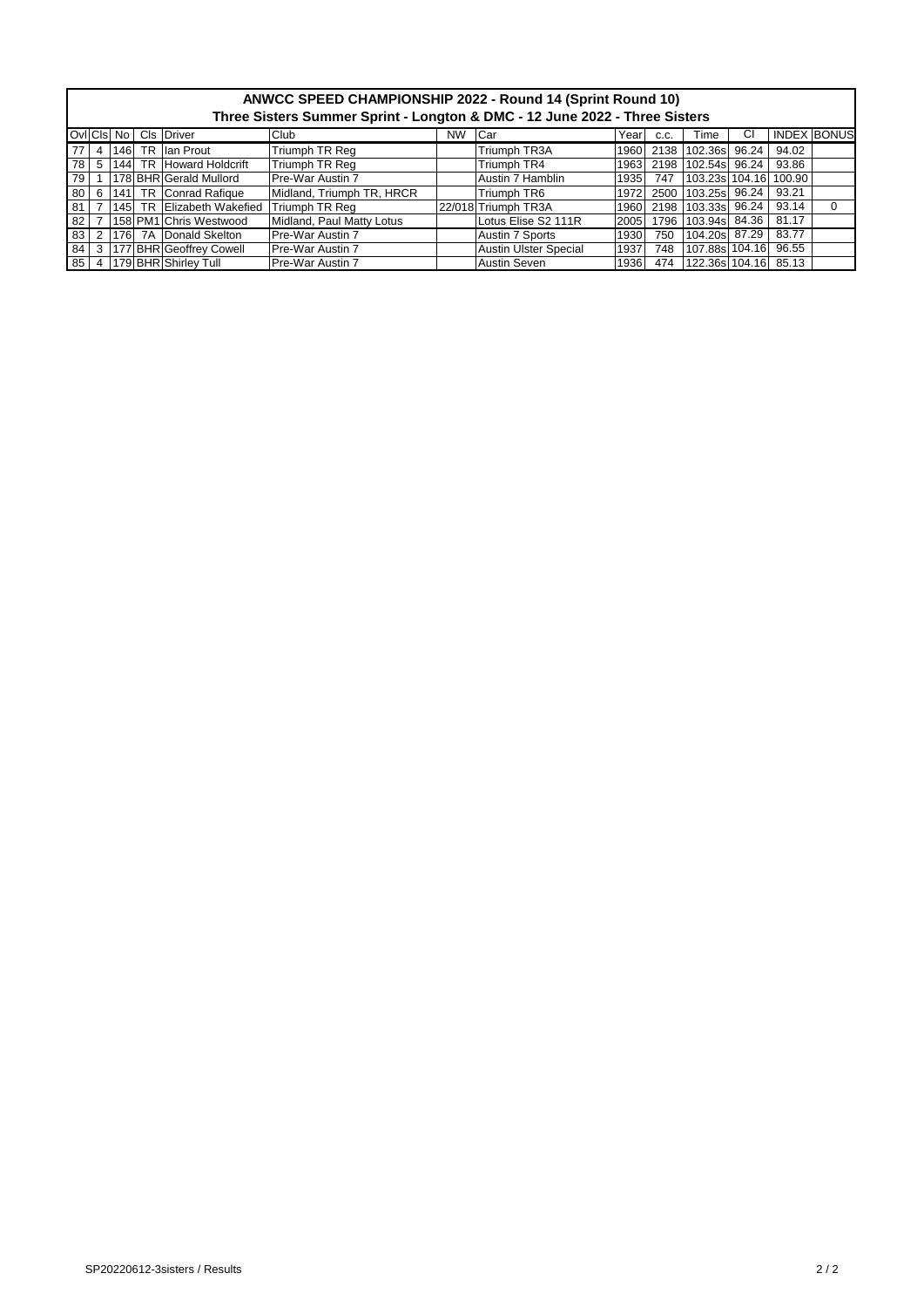## ANWCC SPEED CHAMPIONSHIP 2022 - Round 14 (Sprint Round 10)

### Three Sisters Summer Sprint - Longton & DMC - 12 June 2022 - Three Sisters

| Ovl | Cls | No | Cls | Driver | Club | NW | Car | Year | c.c. | Time | CI | INDEX | BONUS |
|---|---|---|---|---|---|---|---|---|---|---|---|---|---|
| 77 | 4 | 146 | TR | Ian Prout | Triumph TR Reg | | Triumph TR3A | 1960 | 2138 | 102.36s | 96.24 | 94.02 | |
| 78 | 5 | 144 | TR | Howard Holdcrift | Triumph TR Reg | | Triumph TR4 | 1963 | 2198 | 102.54s | 96.24 | 93.86 | |
| 79 | 1 | 178 | BHR | Gerald Mullord | Pre-War Austin 7 | | Austin 7 Hamblin | 1935 | 747 | 103.23s | 104.16 | 100.90 | |
| 80 | 6 | 141 | TR | Conrad Rafique | Midland, Triumph TR, HRCR | | Triumph TR6 | 1972 | 2500 | 103.25s | 96.24 | 93.21 | |
| 81 | 7 | 145 | TR | Elizabeth Wakefied | Triumph TR Reg | 22/018 | Triumph TR3A | 1960 | 2198 | 103.33s | 96.24 | 93.14 | 0 |
| 82 | 7 | 158 | PM1 | Chris Westwood | Midland, Paul Matty Lotus | | Lotus Elise S2 111R | 2005 | 1796 | 103.94s | 84.36 | 81.17 | |
| 83 | 2 | 176 | 7A | Donald Skelton | Pre-War Austin 7 | | Austin 7 Sports | 1930 | 750 | 104.20s | 87.29 | 83.77 | |
| 84 | 3 | 177 | BHR | Geoffrey Cowell | Pre-War Austin 7 | | Austin Ulster Special | 1937 | 748 | 107.88s | 104.16 | 96.55 | |
| 85 | 4 | 179 | BHR | Shirley Tull | Pre-War Austin 7 | | Austin Seven | 1936 | 474 | 122.36s | 104.16 | 85.13 | |

SP20220612-3sisters / Results